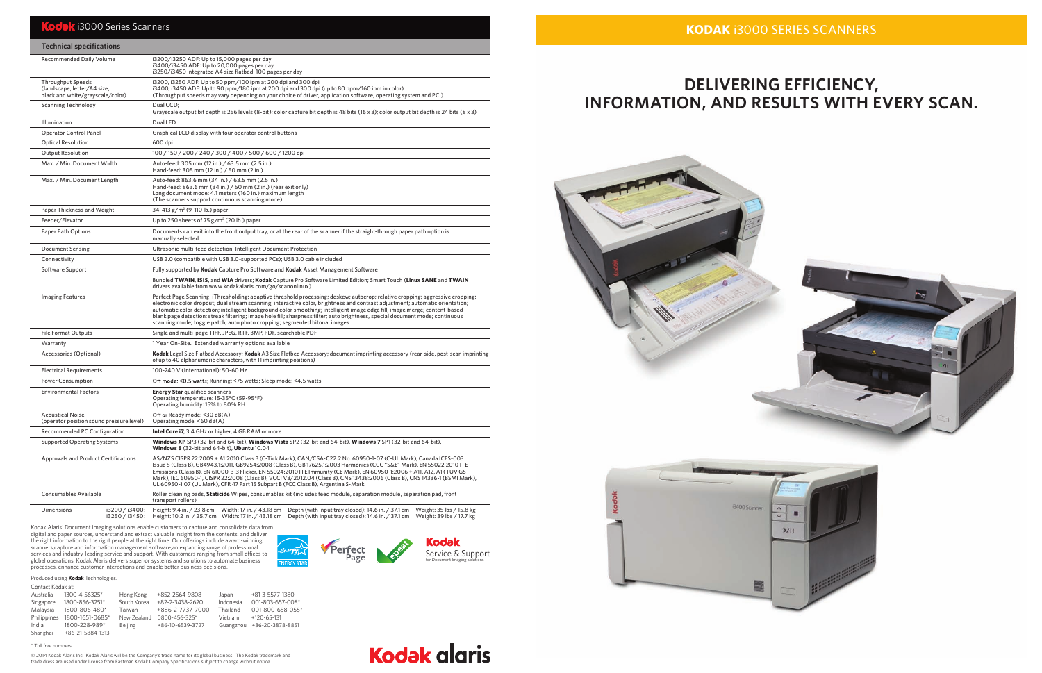# Kodak i3000 Series Scanners

## Technical specifications

| Technical specifications | |
|---|---|
| Recommended Daily Volume | i3200/i3250 ADF: Up to 15,000 pages per day<br>i3400/i3450 ADF: Up to 20,000 pages per day<br>i3250/i3450 integrated A4 size flatbed: 100 pages per day |
| Throughput Speeds (landscape, letter/A4 size, black and white/grayscale/color) | i3200, i3250 ADF: Up to 50 ppm/100 ipm at 200 dpi and 300 dpi<br>i3400, i3450 ADF: Up to 90 ppm/180 ipm at 200 dpi and 300 dpi (up to 80 ppm/160 ipm in color)<br>(Throughput speeds may vary depending on your choice of driver, application software, operating system and PC.) |
| Scanning Technology | Dual CCD;<br>Grayscale output bit depth is 256 levels (8-bit); color capture bit depth is 48 bits (16 x 3); color output bit depth is 24 bits (8 x 3) |
| Illumination | Dual LED |
| Operator Control Panel | Graphical LCD display with four operator control buttons |
| Optical Resolution | 600 dpi |
| Output Resolution | 100 / 150 / 200 / 240 / 300 / 400 / 500 / 600 / 1200 dpi |
| Max. / Min. Document Width | Auto-feed: 305 mm (12 in.) / 63.5 mm (2.5 in.)<br>Hand-feed: 305 mm (12 in.) / 50 mm (2 in.) |
| Max. / Min. Document Length | Auto-feed: 863.6 mm (34 in.) / 63.5 mm (2.5 in.)<br>Hand-feed: 863.6 mm (34 in.) / 50 mm (2 in.) (rear exit only)<br>Long document mode: 4.1 meters (160 in.) maximum length<br>(The scanners support continuous scanning mode) |
| Paper Thickness and Weight | 34-413 g/m² (9-110 lb.) paper |
| Feeder/Elevator | Up to 250 sheets of 75 g/m² (20 lb.) paper |
| Paper Path Options | Documents can exit into the front output tray, or at the rear of the scanner if the straight-through paper path option is manually selected |
| Document Sensing | Ultrasonic multi-feed detection; Intelligent Document Protection |
| Connectivity | USB 2.0 (compatible with USB 3.0-supported PCs); USB 3.0 cable included |
| Software Support | Fully supported by **Kodak** Capture Pro Software and **Kodak** Asset Management Software<br>Bundled **TWAIN**, **ISIS**, and **WIA** drivers; **Kodak** Capture Pro Software Limited Edition; Smart Touch (**Linux SANE** and **TWAIN** drivers available from www.kodakalaris.com/go/scanonlinux) |
| Imaging Features | Perfect Page Scanning; iThresholding; adaptive threshold processing; deskew; autocrop; relative cropping; aggressive cropping; electronic color dropout; dual stream scanning; interactive color, brightness and contrast adjustment; automatic orientation; automatic color detection; intelligent background color smoothing; intelligent image edge fill; image merge; content-based blank page detection; streak filtering; image hole fill; sharpness filter; auto brightness, special document mode; continuous scanning mode; toggle patch; auto photo cropping; segmented bitonal images |
| File Format Outputs | Single and multi-page TIFF, JPEG, RTF, BMP, PDF, searchable PDF |
| Warranty | 1 Year On-Site. Extended warranty options available |
| Accessories (Optional) | **Kodak** Legal Size Flatbed Accessory; **Kodak** A3 Size Flatbed Accessory; document imprinting accessory (rear-side, post-scan imprinting of up to 40 alphanumeric characters, with 11 imprinting positions) |
| Electrical Requirements | 100-240 V (International); 50-60 Hz |
| Power Consumption | Off mode: <0.5 watts; Running: <75 watts; Sleep mode: <4.5 watts |
| Environmental Factors | **Energy Star** qualified scanners<br>Operating temperature: 15-35°C (59-95°F)<br>Operating humidity: 15% to 80% RH |
| Acoustical Noise (operator position sound pressure level) | Off or Ready mode: <30 dB(A)<br>Operating mode: <60 dB(A) |
| Recommended PC Configuration | **Intel Core i7**, 3.4 GHz or higher, 4 GB RAM or more |
| Supported Operating Systems | **Windows XP** SP3 (32-bit and 64-bit), **Windows Vista** SP2 (32-bit and 64-bit), **Windows 7** SP1 (32-bit and 64-bit), **Windows 8** (32-bit and 64-bit), **Ubuntu** 10.04 |
| Approvals and Product Certifications | AS/NZS CISPR 22:2009 + A1:2010 Class B (C-Tick Mark), CAN/CSA-C22.2 No. 60950-1-07 (C-UL Mark), Canada ICES-003 Issue 5 (Class B), GB4943.1:2011, GB9254:2008 (Class B), GB 17625.1:2003 Harmonics (CCC "S&E" Mark), EN 55022:2010 ITE Emissions (Class B), EN 61000-3-3 Flicker, EN 55024:2010 ITE Immunity (CE Mark), EN 60950-1:2006 + A11, A12, A1 (TUV GS Mark), IEC 60950-1, CISPR 22:2008 (Class B), VCCI V3/2012.04 (Class B), CNS 13438:2006 (Class B), CNS 14336-1 (BSMI Mark), UL 60950-1:07 (UL Mark), CFR 47 Part 15 Subpart B (FCC Class B), Argentina S-Mark |
| Consumables Available | Roller cleaning pads, **Staticide** Wipes, consumables kit (includes feed module, separation module, separation pad, front transport rollers) |
| Dimensions | i3200 / i3400: Height: 9.4 in. / 23.8 cm Width: 17 in. / 43.18 cm Depth (with input tray closed): 14.6 in. / 37.1 cm Weight: 35 lbs / 15.8 kg<br>i3250 / i3450: Height: 10.2 in. / 25.7 cm Width: 17 in. / 43.18 cm Depth (with input tray closed): 14.6 in. / 37.1 cm Weight: 39 lbs / 17.7 kg |

Kodak Alaris' Document Imaging solutions enable customers to capture and consolidate data from digital and paper sources, understand and extract valuable insight from the contents, and deliver the right information to the right people at the right time. Our offerings include award-winning scanners,capture and information management software,an expanding range of professional services and industry-leading service and support. With customers ranging from small offices to global operations, Kodak Alaris delivers superior systems and solutions to automate business processes, enhance customer interactions and enable better business decisions.

Kodak Service & Support for Document Imaging Solutions

Produced using **Kodak** Technologies.

Contact Kodak at:

| | | | | | |
|---|---|---|---|---|---|
| Australia | 1300-4-56325* | Hong Kong | +852-2564-9808 | Japan | +81-3-5577-1380 |
| Singapore | 1800-856-3251* | South Korea | +82-2-3438-2620 | Indonesia | 001-803-657-008* |
| Malaysia | 1800-806-480* | Taiwan | +886-2-7737-7000 | Thailand | 001-800-658-055* |
| Philippines | 1800-1651-0685* | New Zealand | 0800-456-325* | Vietnam | +120-65-131 |
| India | 1800-228-989* | Beijing | +86-10-6539-3727 | Guangzhou | +86-20-3878-8851 |
| Shanghai | +86-21-5884-1313 | | | | |

* Toll free numbers

© 2014 Kodak Alaris Inc. Kodak Alaris will be the Company's trade name for its global business. The Kodak trademark and trade dress are used under license from Eastman Kodak Company.Specifications subject to change without notice.

Kodak alaris

# KODAK i3000 SERIES SCANNERS

## DELIVERING EFFICIENCY, INFORMATION, AND RESULTS WITH EVERY SCAN.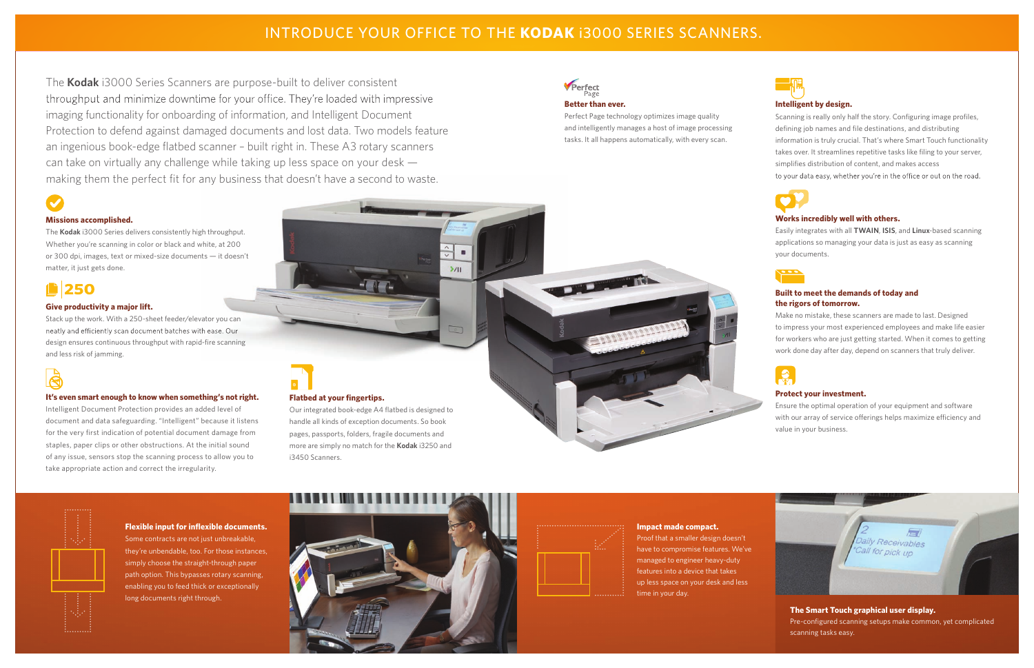# INTRODUCE YOUR OFFICE TO THE **KODAK** i3000 SERIES SCANNERS.

The **Kodak** i3000 Series Scanners are purpose-built to deliver consistent throughput and minimize downtime for your office. They're loaded with impressive imaging functionality for onboarding of information, and Intelligent Document Protection to defend against damaged documents and lost data. Two models feature an ingenious book-edge flatbed scanner – built right in. These A3 rotary scanners can take on virtually any challenge while taking up less space on your desk — making them the perfect fit for any business that doesn't have a second to waste.

**Missions accomplished.**
The **Kodak** i3000 Series delivers consistently high throughput. Whether you're scanning in color or black and white, at 200 or 300 dpi, images, text or mixed-size documents — it doesn't matter, it just gets done.

**250**

**Give productivity a major lift.**
Stack up the work. With a 250-sheet feeder/elevator you can neatly and efficiently scan document batches with ease. Our design ensures continuous throughput with rapid-fire scanning and less risk of jamming.

**It's even smart enough to know when something's not right.**
Intelligent Document Protection provides an added level of document and data safeguarding. "Intelligent" because it listens for the very first indication of potential document damage from staples, paper clips or other obstructions. At the initial sound of any issue, sensors stop the scanning process to allow you to take appropriate action and correct the irregularity.

**Flatbed at your fingertips.**
Our integrated book-edge A4 flatbed is designed to handle all kinds of exception documents. So book pages, passports, folders, fragile documents and more are simply no match for the **Kodak** i3250 and i3450 Scanners.

Perfect Page

**Better than ever.**
Perfect Page technology optimizes image quality and intelligently manages a host of image processing tasks. It all happens automatically, with every scan.

**Intelligent by design.**
Scanning is really only half the story. Configuring image profiles, defining job names and file destinations, and distributing information is truly crucial. That's where Smart Touch functionality takes over. It streamlines repetitive tasks like filing to your server, simplifies distribution of content, and makes access to your data easy, whether you're in the office or out on the road.

**Works incredibly well with others.**
Easily integrates with all **TWAIN**, **ISIS**, and **Linux**-based scanning applications so managing your data is just as easy as scanning your documents.

**Built to meet the demands of today and the rigors of tomorrow.**
Make no mistake, these scanners are made to last. Designed to impress your most experienced employees and make life easier for workers who are just getting started. When it comes to getting work done day after day, depend on scanners that truly deliver.

**Protect your investment.**
Ensure the optimal operation of your equipment and software with our array of service offerings helps maximize efficiency and value in your business.

**Flexible input for inflexible documents.**
Some contracts are not just unbreakable, they're unbendable, too. For those instances, simply choose the straight-through paper path option. This bypasses rotary scanning, enabling you to feed thick or exceptionally long documents right through.

**Impact made compact.**
Proof that a smaller design doesn't have to compromise features. We've managed to engineer heavy-duty features into a device that takes up less space on your desk and less time in your day.

**The Smart Touch graphical user display.**
Pre-configured scanning setups make common, yet complicated scanning tasks easy.